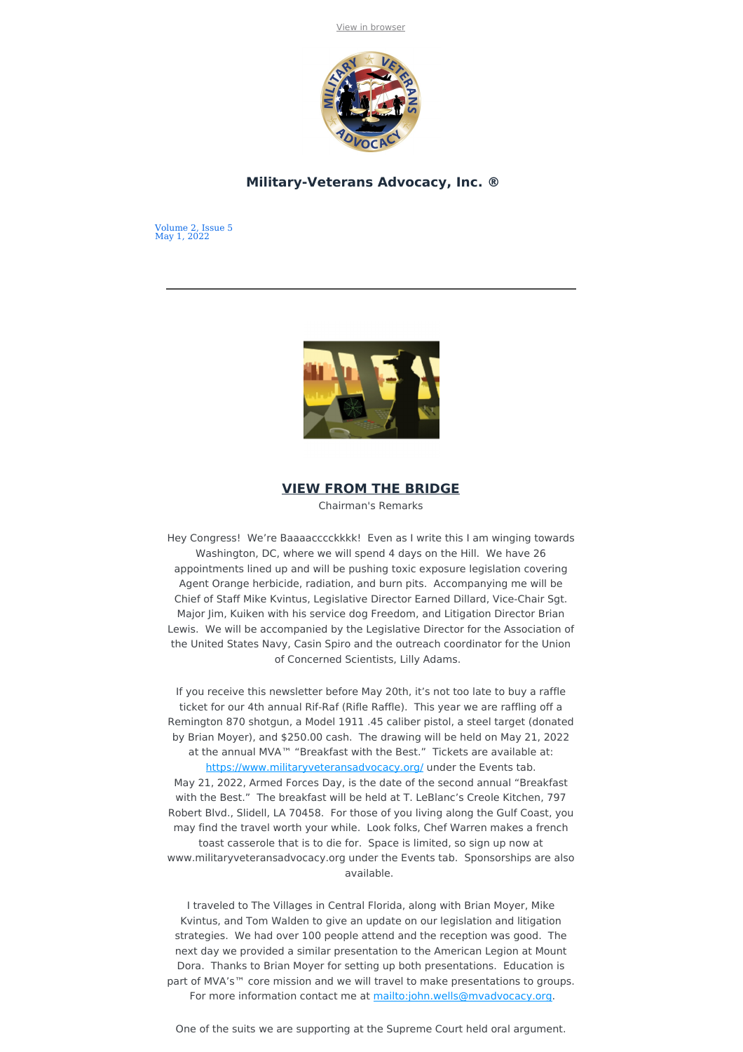View in browser

## Military-Veterans Advocacy, Inc. ®

Volume 2, Issue 5
May 1, 2022

---

## VIEW FROM THE BRIDGE

Chairman's Remarks

Hey Congress! We're Baaaacccckkkk! Even as I write this I am winging towards Washington, DC, where we will spend 4 days on the Hill. We have 26 appointments lined up and will be pushing toxic exposure legislation covering Agent Orange herbicide, radiation, and burn pits. Accompanying me will be Chief of Staff Mike Kvintus, Legislative Director Earned Dillard, Vice-Chair Sgt. Major Jim, Kuiken with his service dog Freedom, and Litigation Director Brian Lewis. We will be accompanied by the Legislative Director for the Association of the United States Navy, Casin Spiro and the outreach coordinator for the Union of Concerned Scientists, Lilly Adams.

If you receive this newsletter before May 20th, it's not too late to buy a raffle ticket for our 4th annual Rif-Raf (Rifle Raffle). This year we are raffling off a Remington 870 shotgun, a Model 1911 .45 caliber pistol, a steel target (donated by Brian Moyer), and $250.00 cash. The drawing will be held on May 21, 2022 at the annual MVA™ "Breakfast with the Best." Tickets are available at: https://www.militaryveteransadvocacy.org/ under the Events tab.
May 21, 2022, Armed Forces Day, is the date of the second annual "Breakfast with the Best." The breakfast will be held at T. LeBlanc's Creole Kitchen, 797 Robert Blvd., Slidell, LA 70458. For those of you living along the Gulf Coast, you may find the travel worth your while. Look folks, Chef Warren makes a french toast casserole that is to die for. Space is limited, so sign up now at www.militaryveteransadvocacy.org under the Events tab. Sponsorships are also available.

I traveled to The Villages in Central Florida, along with Brian Moyer, Mike Kvintus, and Tom Walden to give an update on our legislation and litigation strategies. We had over 100 people attend and the reception was good. The next day we provided a similar presentation to the American Legion at Mount Dora. Thanks to Brian Moyer for setting up both presentations. Education is part of MVA's™ core mission and we will travel to make presentations to groups. For more information contact me at mailto:john.wells@mvadvocacy.org.

One of the suits we are supporting at the Supreme Court held oral argument.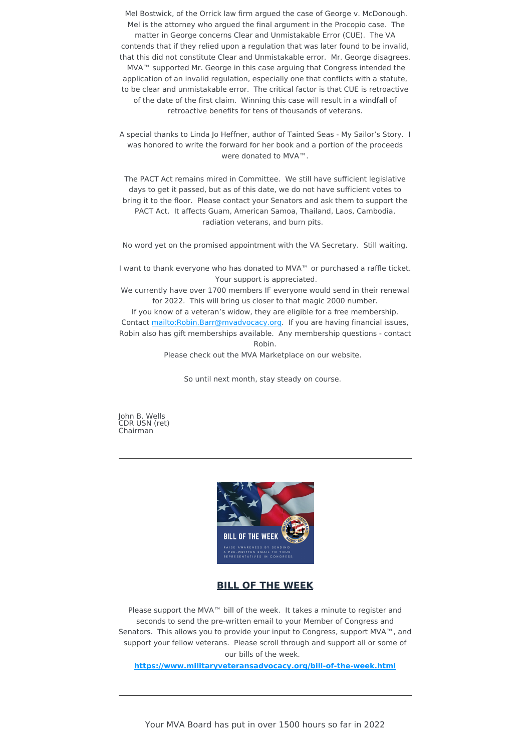Mel Bostwick, of the Orrick law firm argued the case of George v. McDonough. Mel is the attorney who argued the final argument in the Procopio case. The matter in George concerns Clear and Unmistakable Error (CUE). The VA contends that if they relied upon a regulation that was later found to be invalid, that this did not constitute Clear and Unmistakable error. Mr. George disagrees. MVA™ supported Mr. George in this case arguing that Congress intended the application of an invalid regulation, especially one that conflicts with a statute, to be clear and unmistakable error. The critical factor is that CUE is retroactive of the date of the first claim. Winning this case will result in a windfall of retroactive benefits for tens of thousands of veterans.

A special thanks to Linda Jo Heffner, author of Tainted Seas - My Sailor's Story. I was honored to write the forward for her book and a portion of the proceeds were donated to MVA™.

The PACT Act remains mired in Committee. We still have sufficient legislative days to get it passed, but as of this date, we do not have sufficient votes to bring it to the floor. Please contact your Senators and ask them to support the PACT Act. It affects Guam, American Samoa, Thailand, Laos, Cambodia, radiation veterans, and burn pits.

No word yet on the promised appointment with the VA Secretary. Still waiting.

I want to thank everyone who has donated to MVA™ or purchased a raffle ticket. Your support is appreciated.
We currently have over 1700 members IF everyone would send in their renewal for 2022. This will bring us closer to that magic 2000 number.
If you know of a veteran's widow, they are eligible for a free membership. Contact [mailto:Robin.Barr@mvadvocacy.org](mailto:Robin.Barr@mvadvocacy.org). If you are having financial issues, Robin also has gift memberships available. Any membership questions - contact Robin.
Please check out the MVA Marketplace on our website.

So until next month, stay steady on course.

John B. Wells
CDR USN (ret)
Chairman

---

## BILL OF THE WEEK

Please support the MVA™ bill of the week. It takes a minute to register and seconds to send the pre-written email to your Member of Congress and Senators. This allows you to provide your input to Congress, support MVA™, and support your fellow veterans. Please scroll through and support all or some of our bills of the week.

**[https://www.militaryveteransadvocacy.org/bill-of-the-week.html](https://www.militaryveteransadvocacy.org/bill-of-the-week.html)**

---

Your MVA Board has put in over 1500 hours so far in 2022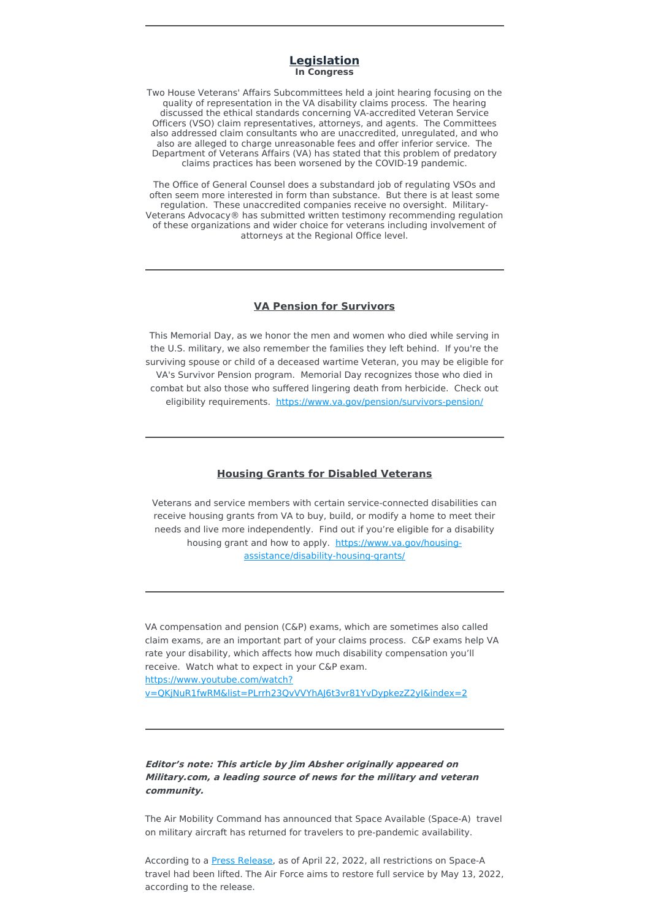---

## Legislation

**In Congress**

Two House Veterans' Affairs Subcommittees held a joint hearing focusing on the quality of representation in the VA disability claims process. The hearing discussed the ethical standards concerning VA-accredited Veteran Service Officers (VSO) claim representatives, attorneys, and agents. The Committees also addressed claim consultants who are unaccredited, unregulated, and who also are alleged to charge unreasonable fees and offer inferior service. The Department of Veterans Affairs (VA) has stated that this problem of predatory claims practices has been worsened by the COVID-19 pandemic.

The Office of General Counsel does a substandard job of regulating VSOs and often seem more interested in form than substance. But there is at least some regulation. These unaccredited companies receive no oversight. Military-Veterans Advocacy® has submitted written testimony recommending regulation of these organizations and wider choice for veterans including involvement of attorneys at the Regional Office level.

---

## VA Pension for Survivors

This Memorial Day, as we honor the men and women who died while serving in the U.S. military, we also remember the families they left behind. If you're the surviving spouse or child of a deceased wartime Veteran, you may be eligible for VA's Survivor Pension program. Memorial Day recognizes those who died in combat but also those who suffered lingering death from herbicide. Check out eligibility requirements. https://www.va.gov/pension/survivors-pension/

---

## Housing Grants for Disabled Veterans

Veterans and service members with certain service-connected disabilities can receive housing grants from VA to buy, build, or modify a home to meet their needs and live more independently. Find out if you're eligible for a disability housing grant and how to apply. https://www.va.gov/housing-assistance/disability-housing-grants/

---

VA compensation and pension (C&P) exams, which are sometimes also called claim exams, are an important part of your claims process. C&P exams help VA rate your disability, which affects how much disability compensation you'll receive. Watch what to expect in your C&P exam. https://www.youtube.com/watch?v=QKjNuR1fwRM&list=PLrrh23QvVVYhAJ6t3vr81YvDypkezZ2yI&index=2

---

***Editor's note: This article by Jim Absher originally appeared on Military.com, a leading source of news for the military and veteran community.***

The Air Mobility Command has announced that Space Available (Space-A) travel on military aircraft has returned for travelers to pre-pandemic availability.

According to a Press Release, as of April 22, 2022, all restrictions on Space-A travel had been lifted. The Air Force aims to restore full service by May 13, 2022, according to the release.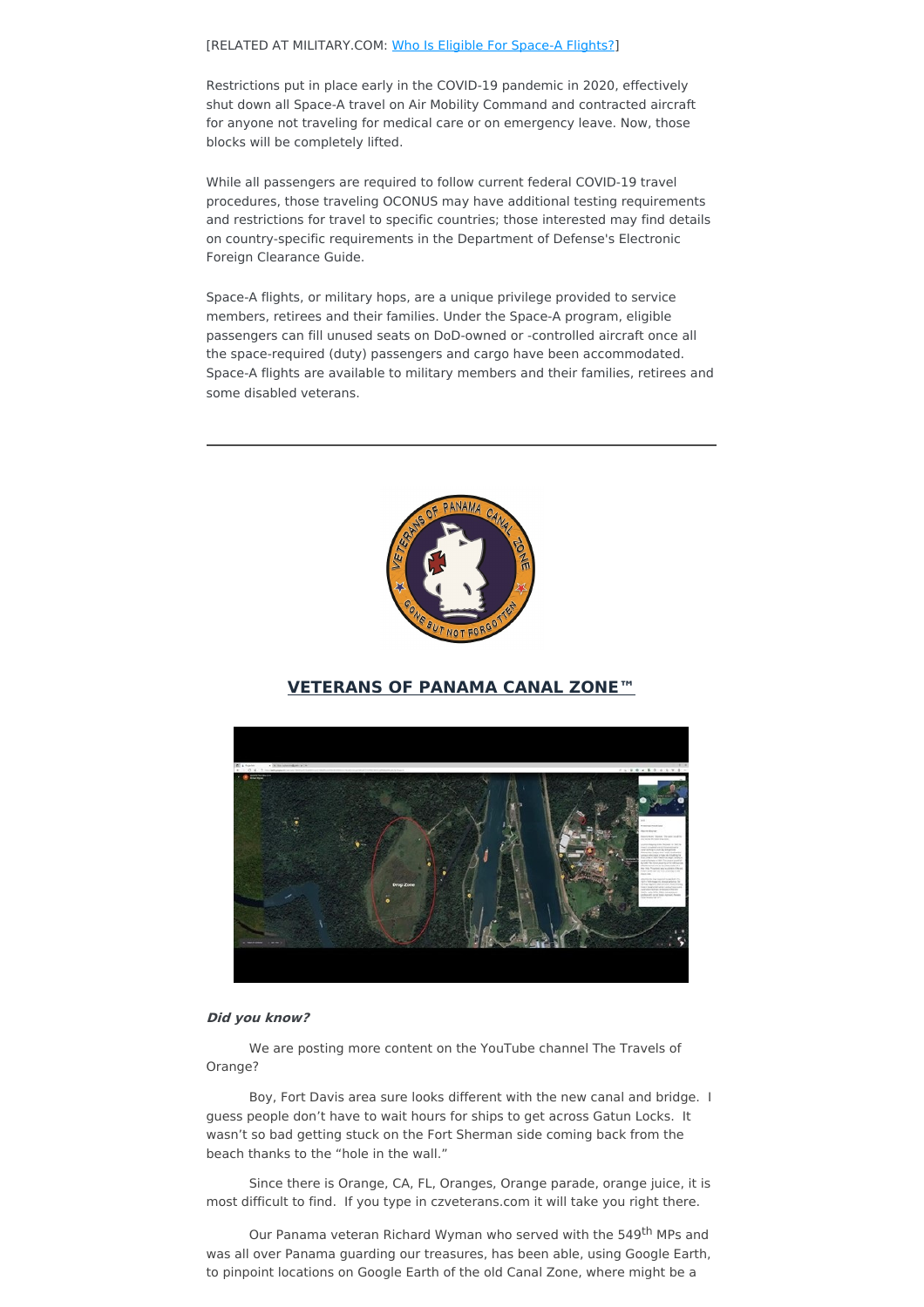[RELATED AT MILITARY.COM: Who Is Eligible For Space-A Flights?]

Restrictions put in place early in the COVID-19 pandemic in 2020, effectively shut down all Space-A travel on Air Mobility Command and contracted aircraft for anyone not traveling for medical care or on emergency leave. Now, those blocks will be completely lifted.

While all passengers are required to follow current federal COVID-19 travel procedures, those traveling OCONUS may have additional testing requirements and restrictions for travel to specific countries; those interested may find details on country-specific requirements in the Department of Defense's Electronic Foreign Clearance Guide.

Space-A flights, or military hops, are a unique privilege provided to service members, retirees and their families. Under the Space-A program, eligible passengers can fill unused seats on DoD-owned or -controlled aircraft once all the space-required (duty) passengers and cargo have been accommodated. Space-A flights are available to military members and their families, retirees and some disabled veterans.

---

## VETERANS OF PANAMA CANAL ZONE™

***Did you know?***

We are posting more content on the YouTube channel The Travels of Orange?

Boy, Fort Davis area sure looks different with the new canal and bridge. I guess people don't have to wait hours for ships to get across Gatun Locks. It wasn't so bad getting stuck on the Fort Sherman side coming back from the beach thanks to the "hole in the wall."

Since there is Orange, CA, FL, Oranges, Orange parade, orange juice, it is most difficult to find. If you type in czveterans.com it will take you right there.

Our Panama veteran Richard Wyman who served with the 549th MPs and was all over Panama guarding our treasures, has been able, using Google Earth, to pinpoint locations on Google Earth of the old Canal Zone, where might be a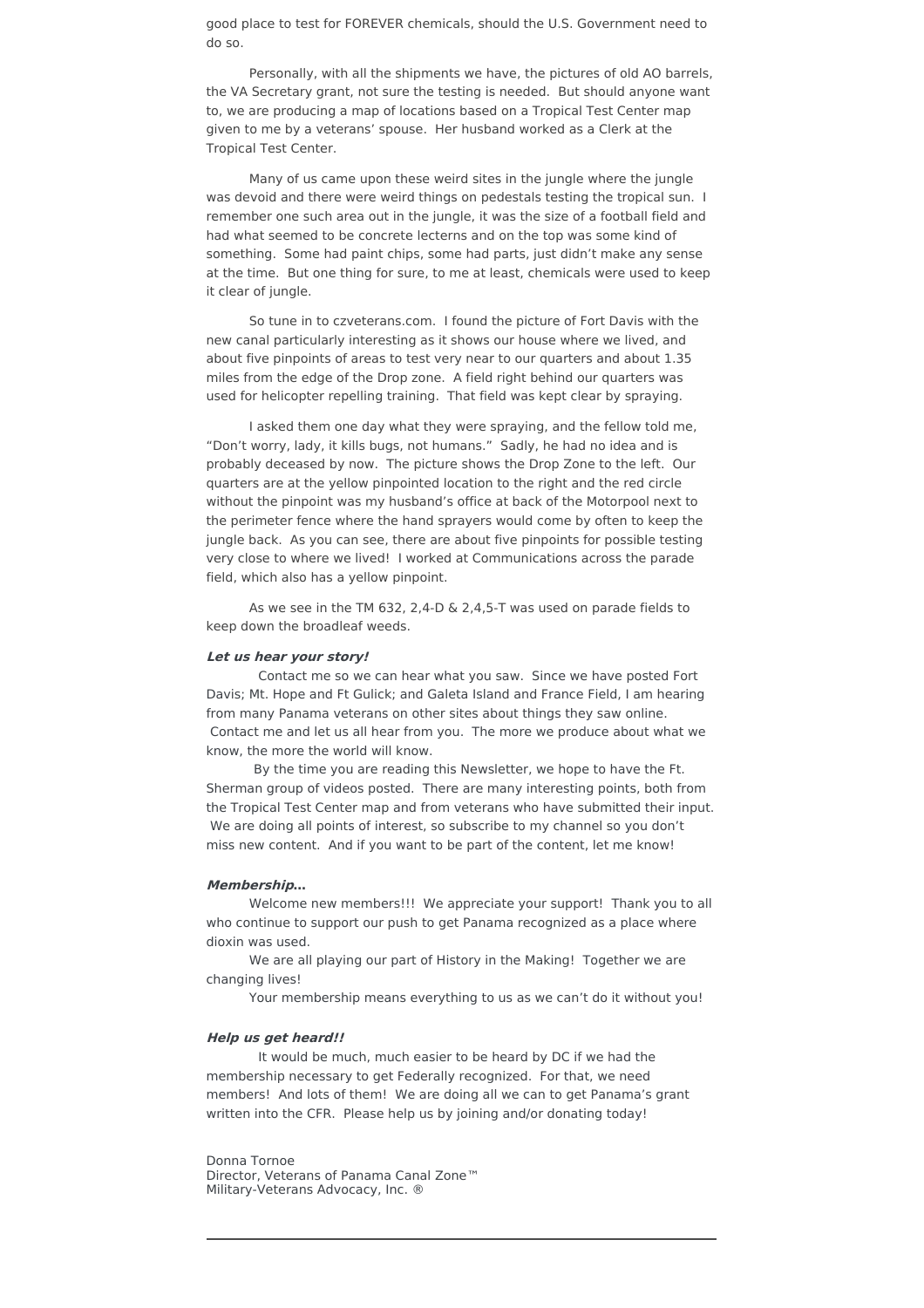good place to test for FOREVER chemicals, should the U.S. Government need to do so.

Personally, with all the shipments we have, the pictures of old AO barrels, the VA Secretary grant, not sure the testing is needed. But should anyone want to, we are producing a map of locations based on a Tropical Test Center map given to me by a veterans' spouse. Her husband worked as a Clerk at the Tropical Test Center.

Many of us came upon these weird sites in the jungle where the jungle was devoid and there were weird things on pedestals testing the tropical sun. I remember one such area out in the jungle, it was the size of a football field and had what seemed to be concrete lecterns and on the top was some kind of something. Some had paint chips, some had parts, just didn't make any sense at the time. But one thing for sure, to me at least, chemicals were used to keep it clear of jungle.

So tune in to czveterans.com. I found the picture of Fort Davis with the new canal particularly interesting as it shows our house where we lived, and about five pinpoints of areas to test very near to our quarters and about 1.35 miles from the edge of the Drop zone. A field right behind our quarters was used for helicopter repelling training. That field was kept clear by spraying.

I asked them one day what they were spraying, and the fellow told me, "Don't worry, lady, it kills bugs, not humans." Sadly, he had no idea and is probably deceased by now. The picture shows the Drop Zone to the left. Our quarters are at the yellow pinpointed location to the right and the red circle without the pinpoint was my husband's office at back of the Motorpool next to the perimeter fence where the hand sprayers would come by often to keep the jungle back. As you can see, there are about five pinpoints for possible testing very close to where we lived! I worked at Communications across the parade field, which also has a yellow pinpoint.

As we see in the TM 632, 2,4-D & 2,4,5-T was used on parade fields to keep down the broadleaf weeds.

***Let us hear your story!***

Contact me so we can hear what you saw. Since we have posted Fort Davis; Mt. Hope and Ft Gulick; and Galeta Island and France Field, I am hearing from many Panama veterans on other sites about things they saw online. Contact me and let us all hear from you. The more we produce about what we know, the more the world will know.

By the time you are reading this Newsletter, we hope to have the Ft. Sherman group of videos posted. There are many interesting points, both from the Tropical Test Center map and from veterans who have submitted their input. We are doing all points of interest, so subscribe to my channel so you don't miss new content. And if you want to be part of the content, let me know!

***Membership…***

Welcome new members!!! We appreciate your support! Thank you to all who continue to support our push to get Panama recognized as a place where dioxin was used.

We are all playing our part of History in the Making! Together we are changing lives!

Your membership means everything to us as we can't do it without you!

***Help us get heard!!***

It would be much, much easier to be heard by DC if we had the membership necessary to get Federally recognized. For that, we need members! And lots of them! We are doing all we can to get Panama's grant written into the CFR. Please help us by joining and/or donating today!

Donna Tornoe
Director, Veterans of Panama Canal Zone™
Military-Veterans Advocacy, Inc. ®

---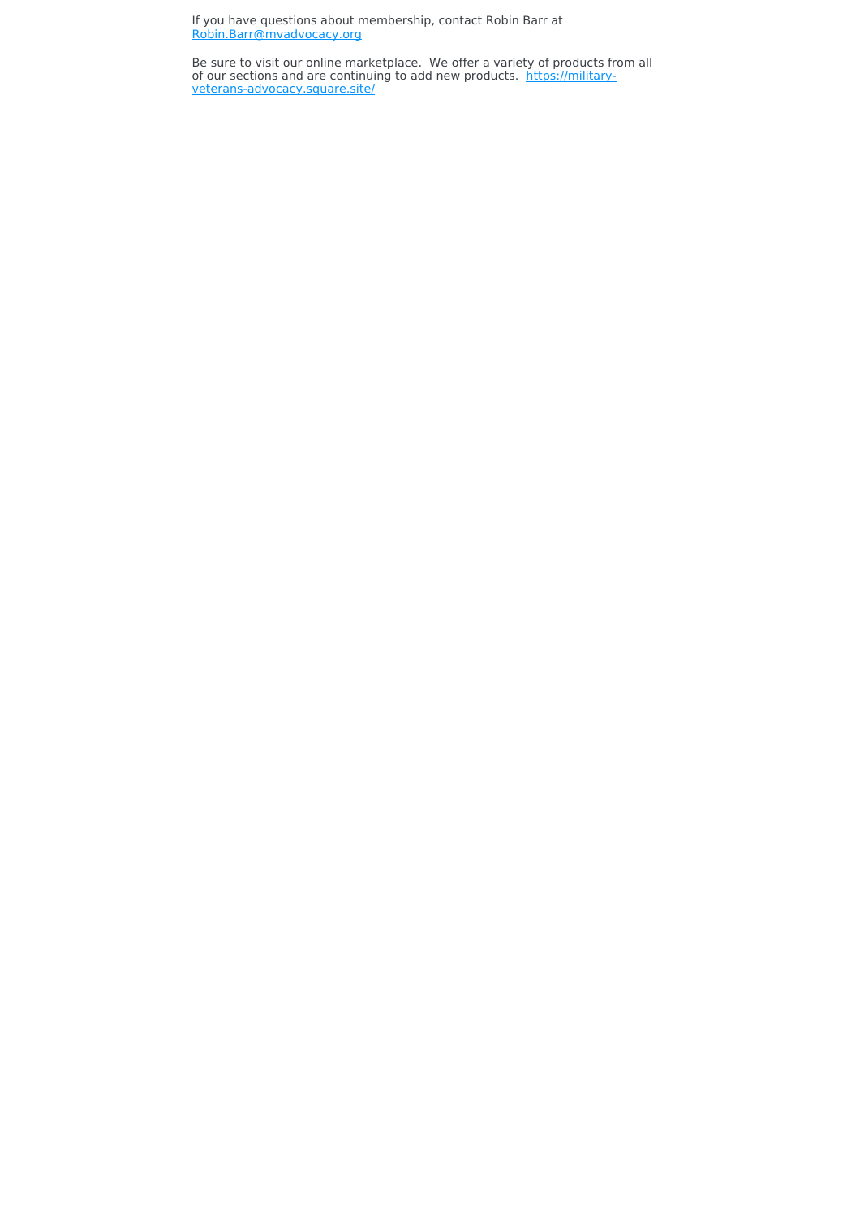If you have questions about membership, contact Robin Barr at Robin.Barr@mvadvocacy.org

Be sure to visit our online marketplace.  We offer a variety of products from all of our sections and are continuing to add new products.  https://military-veterans-advocacy.square.site/